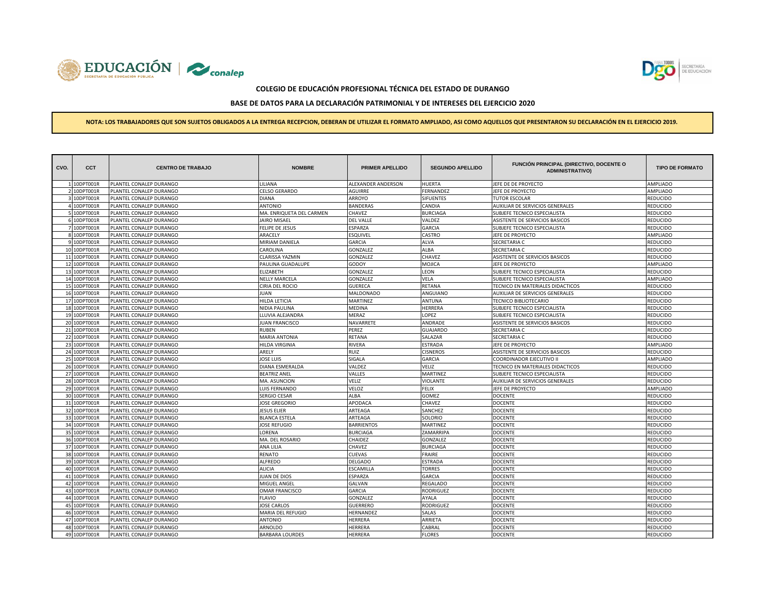**COLEGIO DE EDUCACIÓN PROFESIONAL TÉCNICA DEL ESTADO DE DURANGO**

**BASE DE DATOS PARA LA DECLARACIÓN PATRIMONIAL Y DE INTERESES DEL EJERCICIO 2020**

**NOTA: LOS TRABAJADORES QUE SON SUJETOS OBLIGADOS A LA ENTREGA RECEPCION, DEBERAN DE UTILIZAR EL FORMATO AMPLIADO, ASI COMO AQUELLOS QUE PRESENTARON SU DECLARACIÓN EN EL EJERCICIO 2019.**

| CVO. | CCT | CENTRO DE TRABAJO | NOMBRE | PRIMER APELLIDO | SEGUNDO APELLIDO | FUNCIÓN PRINCIPAL (DIRECTIVO, DOCENTE O ADMINISTRATIVO) | TIPO DE FORMATO |
|---|---|---|---|---|---|---|---|
| 1 | 10DPT001R | PLANTEL CONALEP DURANGO | LILIANA | ALEXANDER ANDERSON | HUERTA | JEFE DE DE PROYECTO | AMPLIADO |
| 2 | 10DPT001R | PLANTEL CONALEP DURANGO | CELSO GERARDO | AGUIRRE | FERNANDEZ | JEFE DE PROYECTO | AMPLIADO |
| 3 | 10DPT001R | PLANTEL CONALEP DURANGO | DIANA | ARROYO | SIFUENTES | TUTOR ESCOLAR | REDUCIDO |
| 4 | 10DPT001R | PLANTEL CONALEP DURANGO | ANTONIO | BANDERAS | CANDIA | AUXILIAR DE SERVICIOS GENERALES | REDUCIDO |
| 5 | 10DPT001R | PLANTEL CONALEP DURANGO | MA. ENRIQUETA DEL CARMEN | CHAVEZ | BURCIAGA | SUBJEFE TECNICO ESPECIALISTA | REDUCIDO |
| 6 | 10DPT001R | PLANTEL CONALEP DURANGO | JAIRO MISAEL | DEL VALLE | VALDEZ | ASISTENTE DE SERVICIOS BASICOS | REDUCIDO |
| 7 | 10DPT001R | PLANTEL CONALEP DURANGO | FELIPE DE JESUS | ESPARZA | GARCIA | SUBJEFE TECNICO ESPECIALISTA | REDUCIDO |
| 8 | 10DPT001R | PLANTEL CONALEP DURANGO | ARACELY | ESQUIVEL | CASTRO | JEFE DE PROYECTO | AMPLIADO |
| 9 | 10DPT001R | PLANTEL CONALEP DURANGO | MIRIAM DANIELA | GARCIA | ALVA | SECRETARIA C | REDUCIDO |
| 10 | 10DPT001R | PLANTEL CONALEP DURANGO | CAROLINA | GONZALEZ | ALBA | SECRETARIA C | REDUCIDO |
| 11 | 10DPT001R | PLANTEL CONALEP DURANGO | CLARISSA YAZMIN | GONZALEZ | CHAVEZ | ASISTENTE DE SERVICIOS BASICOS | REDUCIDO |
| 12 | 10DPT001R | PLANTEL CONALEP DURANGO | PAULINA GUADALUPE | GODOY | MOJICA | JEFE DE PROYECTO | AMPLIADO |
| 13 | 10DPT001R | PLANTEL CONALEP DURANGO | ELIZABETH | GONZALEZ | LEON | SUBJEFE TECNICO ESPECIALISTA | REDUCIDO |
| 14 | 10DPT001R | PLANTEL CONALEP DURANGO | NELLY MARCELA | GONZALEZ | VELA | SUBJEFE TECNICO ESPECIALISTA | AMPLIADO |
| 15 | 10DPT001R | PLANTEL CONALEP DURANGO | CIRIA DEL ROCIO | GUERECA | RETANA | TECNICO EN MATERIALES DIDACTICOS | REDUCIDO |
| 16 | 10DPT001R | PLANTEL CONALEP DURANGO | JUAN | MALDONADO | ANGUIANO | AUXILIAR DE SERVICIOS GENERALES | REDUCIDO |
| 17 | 10DPT001R | PLANTEL CONALEP DURANGO | HILDA LETICIA | MARTINEZ | ANTUNA | TECNICO BIBLIOTECARIO | REDUCIDO |
| 18 | 10DPT001R | PLANTEL CONALEP DURANGO | NIDIA PAULINA | MEDINA | HERRERA | SUBJEFE TECNICO ESPECIALISTA | REDUCIDO |
| 19 | 10DPT001R | PLANTEL CONALEP DURANGO | LLUVIA ALEJANDRA | MERAZ | LOPEZ | SUBJEFE TECNICO ESPECIALISTA | REDUCIDO |
| 20 | 10DPT001R | PLANTEL CONALEP DURANGO | JUAN FRANCISCO | NAVARRETE | ANDRADE | ASISTENTE DE SERVICIOS BASICOS | REDUCIDO |
| 21 | 10DPT001R | PLANTEL CONALEP DURANGO | RUBEN | PEREZ | GUAJARDO | SECRETARIA C | REDUCIDO |
| 22 | 10DPT001R | PLANTEL CONALEP DURANGO | MARIA ANTONIA | RETANA | SALAZAR | SECRETARIA C | REDUCIDO |
| 23 | 10DPT001R | PLANTEL CONALEP DURANGO | HILDA VIRGINIA | RIVERA | ESTRADA | JEFE DE PROYECTO | AMPLIADO |
| 24 | 10DPT001R | PLANTEL CONALEP DURANGO | ARELY | RUIZ | CISNEROS | ASISTENTE DE SERVICIOS BASICOS | REDUCIDO |
| 25 | 10DPT001R | PLANTEL CONALEP DURANGO | JOSE LUIS | SIGALA | GARCIA | COORDINADOR EJECUTIVO II | AMPLIADO |
| 26 | 10DPT001R | PLANTEL CONALEP DURANGO | DIANA ESMERALDA | VALDEZ | VELIZ | TECNICO EN MATERIALES DIDACTICOS | REDUCIDO |
| 27 | 10DPT001R | PLANTEL CONALEP DURANGO | BEATRIZ ANEL | VALLES | MARTINEZ | SUBJEFE TECNICO ESPECIALISTA | REDUCIDO |
| 28 | 10DPT001R | PLANTEL CONALEP DURANGO | MA. ASUNCION | VELIZ | VIOLANTE | AUXILIAR DE SERVICIOS GENERALES | REDUCIDO |
| 29 | 10DPT001R | PLANTEL CONALEP DURANGO | LUIS FERNANDO | VELOZ | FELIX | JEFE DE PROYECTO | AMPLIADO |
| 30 | 10DPT001R | PLANTEL CONALEP DURANGO | SERGIO CESAR | ALBA | GOMEZ | DOCENTE | REDUCIDO |
| 31 | 10DPT001R | PLANTEL CONALEP DURANGO | JOSE GREGORIO | APODACA | CHAVEZ | DOCENTE | REDUCIDO |
| 32 | 10DPT001R | PLANTEL CONALEP DURANGO | JESUS ELIER | ARTEAGA | SANCHEZ | DOCENTE | REDUCIDO |
| 33 | 10DPT001R | PLANTEL CONALEP DURANGO | BLANCA ESTELA | ARTEAGA | SOLORIO | DOCENTE | REDUCIDO |
| 34 | 10DPT001R | PLANTEL CONALEP DURANGO | JOSE REFUGIO | BARRIENTOS | MARTINEZ | DOCENTE | REDUCIDO |
| 35 | 10DPT001R | PLANTEL CONALEP DURANGO | LORENA | BURCIAGA | ZAMARRIPA | DOCENTE | REDUCIDO |
| 36 | 10DPT001R | PLANTEL CONALEP DURANGO | MA. DEL ROSARIO | CHAIDEZ | GONZALEZ | DOCENTE | REDUCIDO |
| 37 | 10DPT001R | PLANTEL CONALEP DURANGO | ANA LILIA | CHAVEZ | BURCIAGA | DOCENTE | REDUCIDO |
| 38 | 10DPT001R | PLANTEL CONALEP DURANGO | RENATO | CUEVAS | FRAIRE | DOCENTE | REDUCIDO |
| 39 | 10DPT001R | PLANTEL CONALEP DURANGO | ALFREDO | DELGADO | ESTRADA | DOCENTE | REDUCIDO |
| 40 | 10DPT001R | PLANTEL CONALEP DURANGO | ALICIA | ESCAMILLA | TORRES | DOCENTE | REDUCIDO |
| 41 | 10DPT001R | PLANTEL CONALEP DURANGO | JUAN DE DIOS | ESPARZA | GARCIA | DOCENTE | REDUCIDO |
| 42 | 10DPT001R | PLANTEL CONALEP DURANGO | MIGUEL ANGEL | GALVAN | REGALADO | DOCENTE | REDUCIDO |
| 43 | 10DPT001R | PLANTEL CONALEP DURANGO | OMAR FRANCISCO | GARCIA | RODRIGUEZ | DOCENTE | REDUCIDO |
| 44 | 10DPT001R | PLANTEL CONALEP DURANGO | FLAVIO | GONZALEZ | AYALA | DOCENTE | REDUCIDO |
| 45 | 10DPT001R | PLANTEL CONALEP DURANGO | JOSE CARLOS | GUERRERO | RODRIGUEZ | DOCENTE | REDUCIDO |
| 46 | 10DPT001R | PLANTEL CONALEP DURANGO | MARIA DEL REFUGIO | HERNANDEZ | SALAS | DOCENTE | REDUCIDO |
| 47 | 10DPT001R | PLANTEL CONALEP DURANGO | ANTONIO | HERRERA | ARRIETA | DOCENTE | REDUCIDO |
| 48 | 10DPT001R | PLANTEL CONALEP DURANGO | ARNOLDO | HERRERA | CABRAL | DOCENTE | REDUCIDO |
| 49 | 10DPT001R | PLANTEL CONALEP DURANGO | BARBARA LOURDES | HERRERA | FLORES | DOCENTE | REDUCIDO |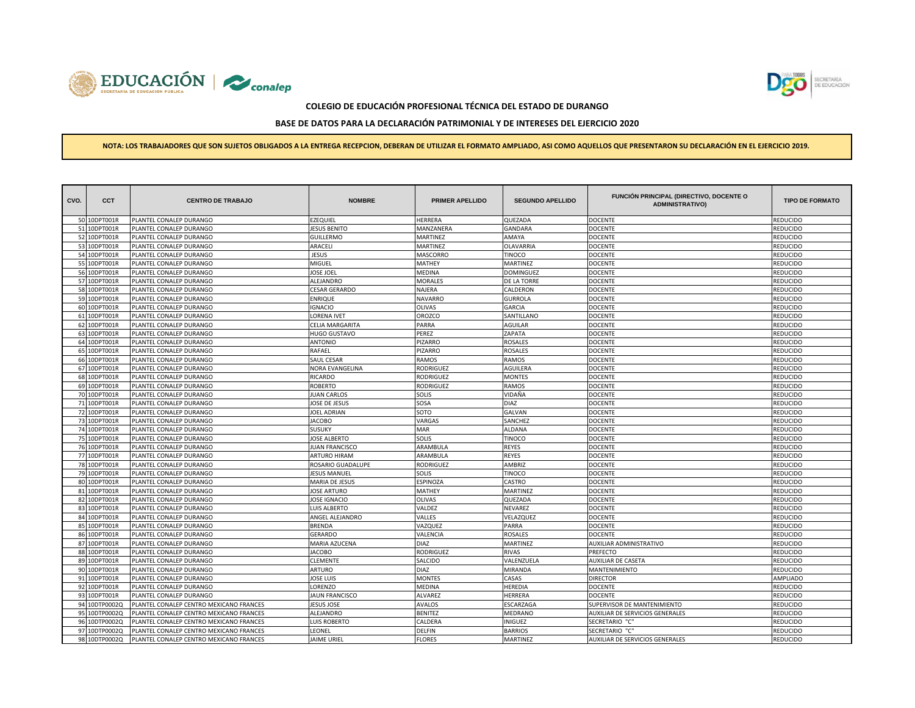**COLEGIO DE EDUCACIÓN PROFESIONAL TÉCNICA DEL ESTADO DE DURANGO**

**BASE DE DATOS PARA LA DECLARACIÓN PATRIMONIAL Y DE INTERESES DEL EJERCICIO 2020**

**NOTA: LOS TRABAJADORES QUE SON SUJETOS OBLIGADOS A LA ENTREGA RECEPCION, DEBERAN DE UTILIZAR EL FORMATO AMPLIADO, ASI COMO AQUELLOS QUE PRESENTARON SU DECLARACIÓN EN EL EJERCICIO 2019.**

| CVO. | CCT | CENTRO DE TRABAJO | NOMBRE | PRIMER APELLIDO | SEGUNDO APELLIDO | FUNCIÓN PRINCIPAL (DIRECTIVO, DOCENTE O ADMINISTRATIVO) | TIPO DE FORMATO |
|---|---|---|---|---|---|---|---|
| 50 | 10DPT001R | PLANTEL CONALEP DURANGO | EZEQUIEL | HERRERA | QUEZADA | DOCENTE | REDUCIDO |
| 51 | 10DPT001R | PLANTEL CONALEP DURANGO | JESUS BENITO | MANZANERA | GANDARA | DOCENTE | REDUCIDO |
| 52 | 10DPT001R | PLANTEL CONALEP DURANGO | GUILLERMO | MARTINEZ | AMAYA | DOCENTE | REDUCIDO |
| 53 | 10DPT001R | PLANTEL CONALEP DURANGO | ARACELI | MARTINEZ | OLAVARRIA | DOCENTE | REDUCIDO |
| 54 | 10DPT001R | PLANTEL CONALEP DURANGO | JESUS | MASCORRO | TINOCO | DOCENTE | REDUCIDO |
| 55 | 10DPT001R | PLANTEL CONALEP DURANGO | MIGUEL | MATHEY | MARTINEZ | DOCENTE | REDUCIDO |
| 56 | 10DPT001R | PLANTEL CONALEP DURANGO | JOSE JOEL | MEDINA | DOMINGUEZ | DOCENTE | REDUCIDO |
| 57 | 10DPT001R | PLANTEL CONALEP DURANGO | ALEJANDRO | MORALES | DE LA TORRE | DOCENTE | REDUCIDO |
| 58 | 10DPT001R | PLANTEL CONALEP DURANGO | CESAR GERARDO | NAJERA | CALDERON | DOCENTE | REDUCIDO |
| 59 | 10DPT001R | PLANTEL CONALEP DURANGO | ENRIQUE | NAVARRO | GURROLA | DOCENTE | REDUCIDO |
| 60 | 10DPT001R | PLANTEL CONALEP DURANGO | IGNACIO | OLIVAS | GARCIA | DOCENTE | REDUCIDO |
| 61 | 10DPT001R | PLANTEL CONALEP DURANGO | LORENA IVET | OROZCO | SANTILLANO | DOCENTE | REDUCIDO |
| 62 | 10DPT001R | PLANTEL CONALEP DURANGO | CELIA MARGARITA | PARRA | AGUILAR | DOCENTE | REDUCIDO |
| 63 | 10DPT001R | PLANTEL CONALEP DURANGO | HUGO GUSTAVO | PEREZ | ZAPATA | DOCENTE | REDUCIDO |
| 64 | 10DPT001R | PLANTEL CONALEP DURANGO | ANTONIO | PIZARRO | ROSALES | DOCENTE | REDUCIDO |
| 65 | 10DPT001R | PLANTEL CONALEP DURANGO | RAFAEL | PIZARRO | ROSALES | DOCENTE | REDUCIDO |
| 66 | 10DPT001R | PLANTEL CONALEP DURANGO | SAUL CESAR | RAMOS | RAMOS | DOCENTE | REDUCIDO |
| 67 | 10DPT001R | PLANTEL CONALEP DURANGO | NORA EVANGELINA | RODRIGUEZ | AGUILERA | DOCENTE | REDUCIDO |
| 68 | 10DPT001R | PLANTEL CONALEP DURANGO | RICARDO | RODRIGUEZ | MONTES | DOCENTE | REDUCIDO |
| 69 | 10DPT001R | PLANTEL CONALEP DURANGO | ROBERTO | RODRIGUEZ | RAMOS | DOCENTE | REDUCIDO |
| 70 | 10DPT001R | PLANTEL CONALEP DURANGO | JUAN CARLOS | SOLIS | VIDAÑA | DOCENTE | REDUCIDO |
| 71 | 10DPT001R | PLANTEL CONALEP DURANGO | JOSE DE JESUS | SOSA | DIAZ | DOCENTE | REDUCIDO |
| 72 | 10DPT001R | PLANTEL CONALEP DURANGO | JOEL ADRIAN | SOTO | GALVAN | DOCENTE | REDUCIDO |
| 73 | 10DPT001R | PLANTEL CONALEP DURANGO | JACOBO | VARGAS | SANCHEZ | DOCENTE | REDUCIDO |
| 74 | 10DPT001R | PLANTEL CONALEP DURANGO | SUSUKY | MAR | ALDANA | DOCENTE | REDUCIDO |
| 75 | 10DPT001R | PLANTEL CONALEP DURANGO | JOSE ALBERTO | SOLIS | TINOCO | DOCENTE | REDUCIDO |
| 76 | 10DPT001R | PLANTEL CONALEP DURANGO | JUAN FRANCISCO | ARAMBULA | REYES | DOCENTE | REDUCIDO |
| 77 | 10DPT001R | PLANTEL CONALEP DURANGO | ARTURO HIRAM | ARAMBULA | REYES | DOCENTE | REDUCIDO |
| 78 | 10DPT001R | PLANTEL CONALEP DURANGO | ROSARIO GUADALUPE | RODRIGUEZ | AMBRIZ | DOCENTE | REDUCIDO |
| 79 | 10DPT001R | PLANTEL CONALEP DURANGO | JESUS MANUEL | SOLIS | TINOCO | DOCENTE | REDUCIDO |
| 80 | 10DPT001R | PLANTEL CONALEP DURANGO | MARIA DE JESUS | ESPINOZA | CASTRO | DOCENTE | REDUCIDO |
| 81 | 10DPT001R | PLANTEL CONALEP DURANGO | JOSE ARTURO | MATHEY | MARTINEZ | DOCENTE | REDUCIDO |
| 82 | 10DPT001R | PLANTEL CONALEP DURANGO | JOSE IGNACIO | OLIVAS | QUEZADA | DOCENTE | REDUCIDO |
| 83 | 10DPT001R | PLANTEL CONALEP DURANGO | LUIS ALBERTO | VALDEZ | NEVAREZ | DOCENTE | REDUCIDO |
| 84 | 10DPT001R | PLANTEL CONALEP DURANGO | ANGEL ALEJANDRO | VALLES | VELAZQUEZ | DOCENTE | REDUCIDO |
| 85 | 10DPT001R | PLANTEL CONALEP DURANGO | BRENDA | VAZQUEZ | PARRA | DOCENTE | REDUCIDO |
| 86 | 10DPT001R | PLANTEL CONALEP DURANGO | GERARDO | VALENCIA | ROSALES | DOCENTE | REDUCIDO |
| 87 | 10DPT001R | PLANTEL CONALEP DURANGO | MARIA AZUCENA | DIAZ | MARTINEZ | AUXILIAR ADMINISTRATIVO | REDUCIDO |
| 88 | 10DPT001R | PLANTEL CONALEP DURANGO | JACOBO | RODRIGUEZ | RIVAS | PREFECTO | REDUCIDO |
| 89 | 10DPT001R | PLANTEL CONALEP DURANGO | CLEMENTE | SALCIDO | VALENZUELA | AUXILIAR DE CASETA | REDUCIDO |
| 90 | 10DPT001R | PLANTEL CONALEP DURANGO | ARTURO | DIAZ | MIRANDA | MANTENIMIENTO | REDUCIDO |
| 91 | 10DPT001R | PLANTEL CONALEP DURANGO | JOSE LUIS | MONTES | CASAS | DIRECTOR | AMPLIADO |
| 92 | 10DPT001R | PLANTEL CONALEP DURANGO | LORENZO | MEDINA | HEREDIA | DOCENTE | REDUCIDO |
| 93 | 10DPT001R | PLANTEL CONALEP DURANGO | JAUN FRANCISCO | ALVAREZ | HERRERA | DOCENTE | REDUCIDO |
| 94 | 10DTP0002Q | PLANTEL CONALEP CENTRO MEXICANO FRANCES | JESUS JOSE | AVALOS | ESCARZAGA | SUPERVISOR DE MANTENIMIENTO | REDUCIDO |
| 95 | 10DTP0002Q | PLANTEL CONALEP CENTRO MEXICANO FRANCES | ALEJANDRO | BENITEZ | MEDRANO | AUXILIAR DE SERVICIOS GENERALES | REDUCIDO |
| 96 | 10DTP0002Q | PLANTEL CONALEP CENTRO MEXICANO FRANCES | LUIS ROBERTO | CALDERA | INIGUEZ | SECRETARIO "C" | REDUCIDO |
| 97 | 10DTP0002Q | PLANTEL CONALEP CENTRO MEXICANO FRANCES | LEONEL | DELFIN | BARRIOS | SECRETARIO "C" | REDUCIDO |
| 98 | 10DTP0002Q | PLANTEL CONALEP CENTRO MEXICANO FRANCES | JAIME URIEL | FLORES | MARTINEZ | AUXILIAR DE SERVICIOS GENERALES | REDUCIDO |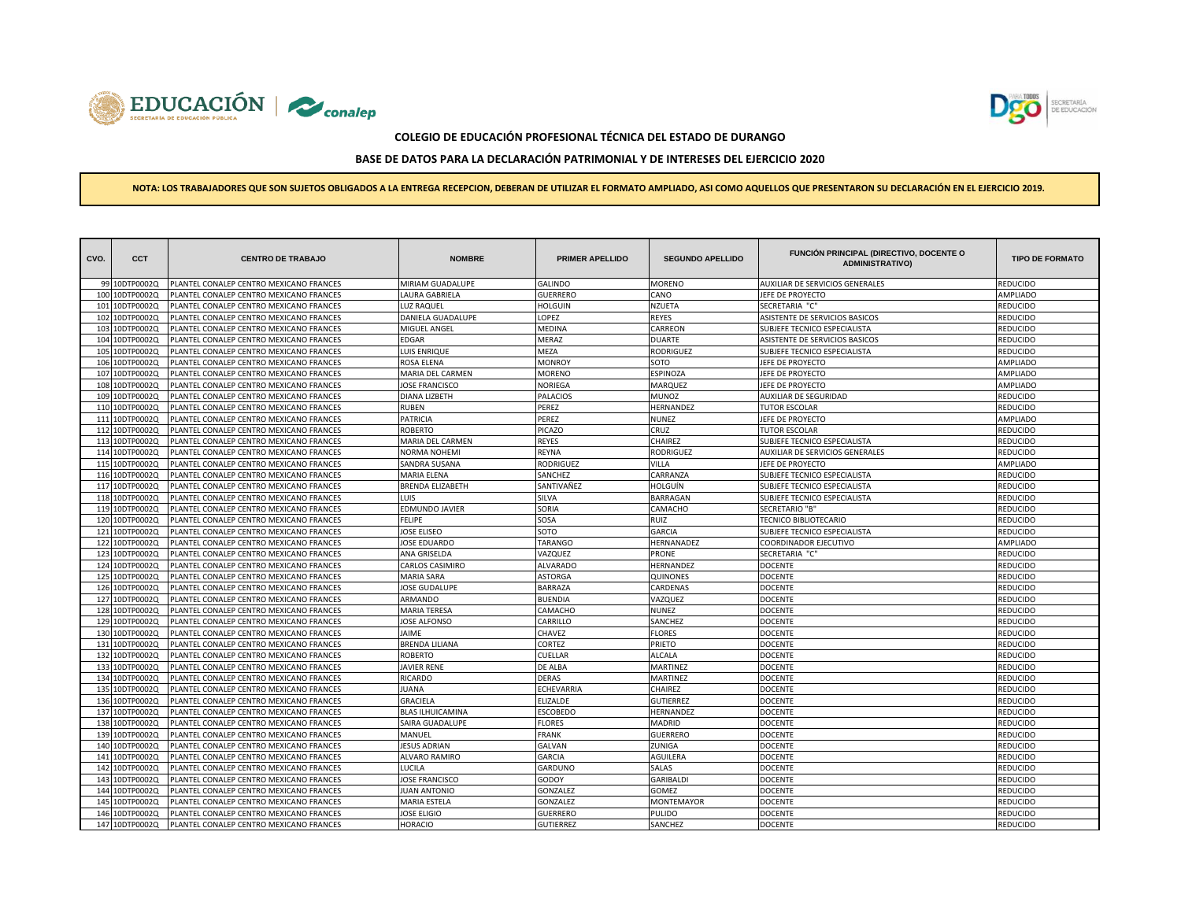**COLEGIO DE EDUCACIÓN PROFESIONAL TÉCNICA DEL ESTADO DE DURANGO**

**BASE DE DATOS PARA LA DECLARACIÓN PATRIMONIAL Y DE INTERESES DEL EJERCICIO 2020**

**NOTA: LOS TRABAJADORES QUE SON SUJETOS OBLIGADOS A LA ENTREGA RECEPCION, DEBERAN DE UTILIZAR EL FORMATO AMPLIADO, ASI COMO AQUELLOS QUE PRESENTARON SU DECLARACIÓN EN EL EJERCICIO 2019.**

| CVO. | CCT | CENTRO DE TRABAJO | NOMBRE | PRIMER APELLIDO | SEGUNDO APELLIDO | FUNCIÓN PRINCIPAL (DIRECTIVO, DOCENTE O ADMINISTRATIVO) | TIPO DE FORMATO |
|---|---|---|---|---|---|---|---|
| 99 | 10DTP0002Q | PLANTEL CONALEP CENTRO MEXICANO FRANCES | MIRIAM GUADALUPE | GALINDO | MORENO | AUXILIAR DE SERVICIOS GENERALES | REDUCIDO |
| 100 | 10DTP0002Q | PLANTEL CONALEP CENTRO MEXICANO FRANCES | LAURA GABRIELA | GUERRERO | CANO | JEFE DE PROYECTO | AMPLIADO |
| 101 | 10DTP0002Q | PLANTEL CONALEP CENTRO MEXICANO FRANCES | LUZ RAQUEL | HOLGUIN | NZUETA | SECRETARIA "C" | REDUCIDO |
| 102 | 10DTP0002Q | PLANTEL CONALEP CENTRO MEXICANO FRANCES | DANIELA GUADALUPE | LOPEZ | REYES | ASISTENTE DE SERVICIOS BASICOS | REDUCIDO |
| 103 | 10DTP0002Q | PLANTEL CONALEP CENTRO MEXICANO FRANCES | MIGUEL ANGEL | MEDINA | CARREON | SUBJEFE TECNICO ESPECIALISTA | REDUCIDO |
| 104 | 10DTP0002Q | PLANTEL CONALEP CENTRO MEXICANO FRANCES | EDGAR | MERAZ | DUARTE | ASISTENTE DE SERVICIOS BASICOS | REDUCIDO |
| 105 | 10DTP0002Q | PLANTEL CONALEP CENTRO MEXICANO FRANCES | LUIS ENRIQUE | MEZA | RODRIGUEZ | SUBJEFE TECNICO ESPECIALISTA | REDUCIDO |
| 106 | 10DTP0002Q | PLANTEL CONALEP CENTRO MEXICANO FRANCES | ROSA ELENA | MONROY | SOTO | JEFE DE PROYECTO | AMPLIADO |
| 107 | 10DTP0002Q | PLANTEL CONALEP CENTRO MEXICANO FRANCES | MARIA DEL CARMEN | MORENO | ESPINOZA | JEFE DE PROYECTO | AMPLIADO |
| 108 | 10DTP0002Q | PLANTEL CONALEP CENTRO MEXICANO FRANCES | JOSE FRANCISCO | NORIEGA | MARQUEZ | JEFE DE PROYECTO | AMPLIADO |
| 109 | 10DTP0002Q | PLANTEL CONALEP CENTRO MEXICANO FRANCES | DIANA LIZBETH | PALACIOS | MUNOZ | AUXILIAR DE SEGURIDAD | REDUCIDO |
| 110 | 10DTP0002Q | PLANTEL CONALEP CENTRO MEXICANO FRANCES | RUBEN | PEREZ | HERNANDEZ | TUTOR ESCOLAR | REDUCIDO |
| 111 | 10DTP0002Q | PLANTEL CONALEP CENTRO MEXICANO FRANCES | PATRICIA | PEREZ | NUNEZ | JEFE DE PROYECTO | AMPLIADO |
| 112 | 10DTP0002Q | PLANTEL CONALEP CENTRO MEXICANO FRANCES | ROBERTO | PICAZO | CRUZ | TUTOR ESCOLAR | REDUCIDO |
| 113 | 10DTP0002Q | PLANTEL CONALEP CENTRO MEXICANO FRANCES | MARIA DEL CARMEN | REYES | CHAIREZ | SUBJEFE TECNICO ESPECIALISTA | REDUCIDO |
| 114 | 10DTP0002Q | PLANTEL CONALEP CENTRO MEXICANO FRANCES | NORMA NOHEMI | REYNA | RODRIGUEZ | AUXILIAR DE SERVICIOS GENERALES | REDUCIDO |
| 115 | 10DTP0002Q | PLANTEL CONALEP CENTRO MEXICANO FRANCES | SANDRA SUSANA | RODRIGUEZ | VILLA | JEFE DE PROYECTO | AMPLIADO |
| 116 | 10DTP0002Q | PLANTEL CONALEP CENTRO MEXICANO FRANCES | MARIA ELENA | SANCHEZ | CARRANZA | SUBJEFE TECNICO ESPECIALISTA | REDUCIDO |
| 117 | 10DTP0002Q | PLANTEL CONALEP CENTRO MEXICANO FRANCES | BRENDA ELIZABETH | SANTIVAÑEZ | HOLGUÍN | SUBJEFE TECNICO ESPECIALISTA | REDUCIDO |
| 118 | 10DTP0002Q | PLANTEL CONALEP CENTRO MEXICANO FRANCES | LUIS | SILVA | BARRAGAN | SUBJEFE TECNICO ESPECIALISTA | REDUCIDO |
| 119 | 10DTP0002Q | PLANTEL CONALEP CENTRO MEXICANO FRANCES | EDMUNDO JAVIER | SORIA | CAMACHO | SECRETARIO "B" | REDUCIDO |
| 120 | 10DTP0002Q | PLANTEL CONALEP CENTRO MEXICANO FRANCES | FELIPE | SOSA | RUIZ | TECNICO BIBLIOTECARIO | REDUCIDO |
| 121 | 10DTP0002Q | PLANTEL CONALEP CENTRO MEXICANO FRANCES | JOSE ELISEO | SOTO | GARCIA | SUBJEFE TECNICO ESPECIALISTA | REDUCIDO |
| 122 | 10DTP0002Q | PLANTEL CONALEP CENTRO MEXICANO FRANCES | JOSE EDUARDO | TARANGO | HERNANADEZ | COORDINADOR EJECUTIVO | AMPLIADO |
| 123 | 10DTP0002Q | PLANTEL CONALEP CENTRO MEXICANO FRANCES | ANA GRISELDA | VAZQUEZ | PRONE | SECRETARIA "C" | REDUCIDO |
| 124 | 10DTP0002Q | PLANTEL CONALEP CENTRO MEXICANO FRANCES | CARLOS CASIMIRO | ALVARADO | HERNANDEZ | DOCENTE | REDUCIDO |
| 125 | 10DTP0002Q | PLANTEL CONALEP CENTRO MEXICANO FRANCES | MARIA SARA | ASTORGA | QUINONES | DOCENTE | REDUCIDO |
| 126 | 10DTP0002Q | PLANTEL CONALEP CENTRO MEXICANO FRANCES | JOSE GUDALUPE | BARRAZA | CARDENAS | DOCENTE | REDUCIDO |
| 127 | 10DTP0002Q | PLANTEL CONALEP CENTRO MEXICANO FRANCES | ARMANDO | BUENDIA | VAZQUEZ | DOCENTE | REDUCIDO |
| 128 | 10DTP0002Q | PLANTEL CONALEP CENTRO MEXICANO FRANCES | MARIA TERESA | CAMACHO | NUNEZ | DOCENTE | REDUCIDO |
| 129 | 10DTP0002Q | PLANTEL CONALEP CENTRO MEXICANO FRANCES | JOSE ALFONSO | CARRILLO | SANCHEZ | DOCENTE | REDUCIDO |
| 130 | 10DTP0002Q | PLANTEL CONALEP CENTRO MEXICANO FRANCES | JAIME | CHAVEZ | FLORES | DOCENTE | REDUCIDO |
| 131 | 10DTP0002Q | PLANTEL CONALEP CENTRO MEXICANO FRANCES | BRENDA LILIANA | CORTEZ | PRIETO | DOCENTE | REDUCIDO |
| 132 | 10DTP0002Q | PLANTEL CONALEP CENTRO MEXICANO FRANCES | ROBERTO | CUELLAR | ALCALA | DOCENTE | REDUCIDO |
| 133 | 10DTP0002Q | PLANTEL CONALEP CENTRO MEXICANO FRANCES | JAVIER RENE | DE ALBA | MARTINEZ | DOCENTE | REDUCIDO |
| 134 | 10DTP0002Q | PLANTEL CONALEP CENTRO MEXICANO FRANCES | RICARDO | DERAS | MARTINEZ | DOCENTE | REDUCIDO |
| 135 | 10DTP0002Q | PLANTEL CONALEP CENTRO MEXICANO FRANCES | JUANA | ECHEVARRIA | CHAIREZ | DOCENTE | REDUCIDO |
| 136 | 10DTP0002Q | PLANTEL CONALEP CENTRO MEXICANO FRANCES | GRACIELA | ELIZALDE | GUTIERREZ | DOCENTE | REDUCIDO |
| 137 | 10DTP0002Q | PLANTEL CONALEP CENTRO MEXICANO FRANCES | BLAS ILHUICAMINA | ESCOBEDO | HERNANDEZ | DOCENTE | REDUCIDO |
| 138 | 10DTP0002Q | PLANTEL CONALEP CENTRO MEXICANO FRANCES | SAIRA GUADALUPE | FLORES | MADRID | DOCENTE | REDUCIDO |
| 139 | 10DTP0002Q | PLANTEL CONALEP CENTRO MEXICANO FRANCES | MANUEL | FRANK | GUERRERO | DOCENTE | REDUCIDO |
| 140 | 10DTP0002Q | PLANTEL CONALEP CENTRO MEXICANO FRANCES | JESUS ADRIAN | GALVAN | ZUNIGA | DOCENTE | REDUCIDO |
| 141 | 10DTP0002Q | PLANTEL CONALEP CENTRO MEXICANO FRANCES | ALVARO RAMIRO | GARCIA | AGUILERA | DOCENTE | REDUCIDO |
| 142 | 10DTP0002Q | PLANTEL CONALEP CENTRO MEXICANO FRANCES | LUCILA | GARDUNO | SALAS | DOCENTE | REDUCIDO |
| 143 | 10DTP0002Q | PLANTEL CONALEP CENTRO MEXICANO FRANCES | JOSE FRANCISCO | GODOY | GARIBALDI | DOCENTE | REDUCIDO |
| 144 | 10DTP0002Q | PLANTEL CONALEP CENTRO MEXICANO FRANCES | JUAN ANTONIO | GONZALEZ | GOMEZ | DOCENTE | REDUCIDO |
| 145 | 10DTP0002Q | PLANTEL CONALEP CENTRO MEXICANO FRANCES | MARIA ESTELA | GONZALEZ | MONTEMAYOR | DOCENTE | REDUCIDO |
| 146 | 10DTP0002Q | PLANTEL CONALEP CENTRO MEXICANO FRANCES | JOSE ELIGIO | GUERRERO | PULIDO | DOCENTE | REDUCIDO |
| 147 | 10DTP0002Q | PLANTEL CONALEP CENTRO MEXICANO FRANCES | HORACIO | GUTIERREZ | SANCHEZ | DOCENTE | REDUCIDO |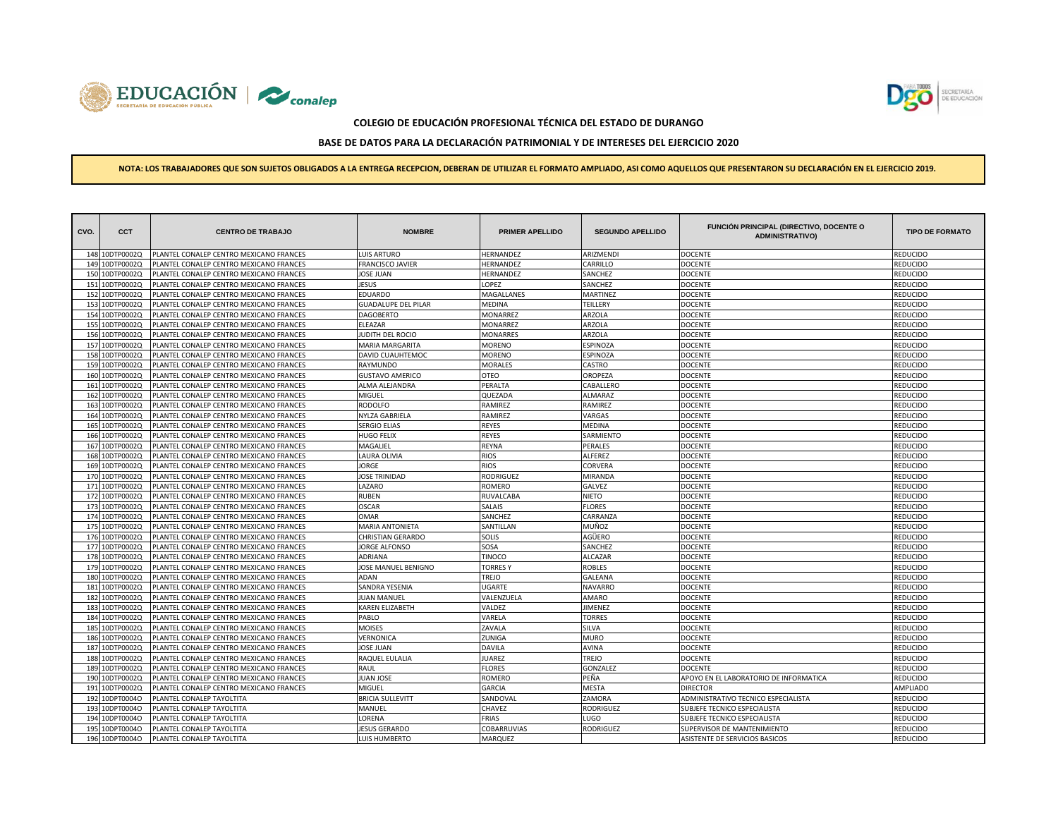**COLEGIO DE EDUCACIÓN PROFESIONAL TÉCNICA DEL ESTADO DE DURANGO**

**BASE DE DATOS PARA LA DECLARACIÓN PATRIMONIAL Y DE INTERESES DEL EJERCICIO 2020**

**NOTA: LOS TRABAJADORES QUE SON SUJETOS OBLIGADOS A LA ENTREGA RECEPCION, DEBERAN DE UTILIZAR EL FORMATO AMPLIADO, ASI COMO AQUELLOS QUE PRESENTARON SU DECLARACIÓN EN EL EJERCICIO 2019.**

| CVO. | CCT | CENTRO DE TRABAJO | NOMBRE | PRIMER APELLIDO | SEGUNDO APELLIDO | FUNCIÓN PRINCIPAL (DIRECTIVO, DOCENTE O ADMINISTRATIVO) | TIPO DE FORMATO |
|---|---|---|---|---|---|---|---|
| 148 | 10DTP0002Q | PLANTEL CONALEP CENTRO MEXICANO FRANCES | LUIS ARTURO | HERNANDEZ | ARIZMENDI | DOCENTE | REDUCIDO |
| 149 | 10DTP0002Q | PLANTEL CONALEP CENTRO MEXICANO FRANCES | FRANCISCO JAVIER | HERNANDEZ | CARRILLO | DOCENTE | REDUCIDO |
| 150 | 10DTP0002Q | PLANTEL CONALEP CENTRO MEXICANO FRANCES | JOSE JUAN | HERNANDEZ | SANCHEZ | DOCENTE | REDUCIDO |
| 151 | 10DTP0002Q | PLANTEL CONALEP CENTRO MEXICANO FRANCES | JESUS | LOPEZ | SANCHEZ | DOCENTE | REDUCIDO |
| 152 | 10DTP0002Q | PLANTEL CONALEP CENTRO MEXICANO FRANCES | EDUARDO | MAGALLANES | MARTINEZ | DOCENTE | REDUCIDO |
| 153 | 10DTP0002Q | PLANTEL CONALEP CENTRO MEXICANO FRANCES | GUADALUPE DEL PILAR | MEDINA | TEILLERY | DOCENTE | REDUCIDO |
| 154 | 10DTP0002Q | PLANTEL CONALEP CENTRO MEXICANO FRANCES | DAGOBERTO | MONARREZ | ARZOLA | DOCENTE | REDUCIDO |
| 155 | 10DTP0002Q | PLANTEL CONALEP CENTRO MEXICANO FRANCES | ELEAZAR | MONARREZ | ARZOLA | DOCENTE | REDUCIDO |
| 156 | 10DTP0002Q | PLANTEL CONALEP CENTRO MEXICANO FRANCES | JUDITH DEL ROCIO | MONARRES | ARZOLA | DOCENTE | REDUCIDO |
| 157 | 10DTP0002Q | PLANTEL CONALEP CENTRO MEXICANO FRANCES | MARIA MARGARITA | MORENO | ESPINOZA | DOCENTE | REDUCIDO |
| 158 | 10DTP0002Q | PLANTEL CONALEP CENTRO MEXICANO FRANCES | DAVID CUAUHTEMOC | MORENO | ESPINOZA | DOCENTE | REDUCIDO |
| 159 | 10DTP0002Q | PLANTEL CONALEP CENTRO MEXICANO FRANCES | RAYMUNDO | MORALES | CASTRO | DOCENTE | REDUCIDO |
| 160 | 10DTP0002Q | PLANTEL CONALEP CENTRO MEXICANO FRANCES | GUSTAVO AMERICO | OTEO | OROPEZA | DOCENTE | REDUCIDO |
| 161 | 10DTP0002Q | PLANTEL CONALEP CENTRO MEXICANO FRANCES | ALMA ALEJANDRA | PERALTA | CABALLERO | DOCENTE | REDUCIDO |
| 162 | 10DTP0002Q | PLANTEL CONALEP CENTRO MEXICANO FRANCES | MIGUEL | QUEZADA | ALMARAZ | DOCENTE | REDUCIDO |
| 163 | 10DTP0002Q | PLANTEL CONALEP CENTRO MEXICANO FRANCES | RODOLFO | RAMIREZ | RAMIREZ | DOCENTE | REDUCIDO |
| 164 | 10DTP0002Q | PLANTEL CONALEP CENTRO MEXICANO FRANCES | NYLZA GABRIELA | RAMIREZ | VARGAS | DOCENTE | REDUCIDO |
| 165 | 10DTP0002Q | PLANTEL CONALEP CENTRO MEXICANO FRANCES | SERGIO ELIAS | REYES | MEDINA | DOCENTE | REDUCIDO |
| 166 | 10DTP0002Q | PLANTEL CONALEP CENTRO MEXICANO FRANCES | HUGO FELIX | REYES | SARMIENTO | DOCENTE | REDUCIDO |
| 167 | 10DTP0002Q | PLANTEL CONALEP CENTRO MEXICANO FRANCES | MAGALIEL | REYNA | PERALES | DOCENTE | REDUCIDO |
| 168 | 10DTP0002Q | PLANTEL CONALEP CENTRO MEXICANO FRANCES | LAURA OLIVIA | RIOS | ALFEREZ | DOCENTE | REDUCIDO |
| 169 | 10DTP0002Q | PLANTEL CONALEP CENTRO MEXICANO FRANCES | JORGE | RIOS | CORVERA | DOCENTE | REDUCIDO |
| 170 | 10DTP0002Q | PLANTEL CONALEP CENTRO MEXICANO FRANCES | JOSE TRINIDAD | RODRIGUEZ | MIRANDA | DOCENTE | REDUCIDO |
| 171 | 10DTP0002Q | PLANTEL CONALEP CENTRO MEXICANO FRANCES | LAZARO | ROMERO | GALVEZ | DOCENTE | REDUCIDO |
| 172 | 10DTP0002Q | PLANTEL CONALEP CENTRO MEXICANO FRANCES | RUBEN | RUVALCABA | NIETO | DOCENTE | REDUCIDO |
| 173 | 10DTP0002Q | PLANTEL CONALEP CENTRO MEXICANO FRANCES | OSCAR | SALAIS | FLORES | DOCENTE | REDUCIDO |
| 174 | 10DTP0002Q | PLANTEL CONALEP CENTRO MEXICANO FRANCES | OMAR | SANCHEZ | CARRANZA | DOCENTE | REDUCIDO |
| 175 | 10DTP0002Q | PLANTEL CONALEP CENTRO MEXICANO FRANCES | MARIA ANTONIETA | SANTILLAN | MUÑOZ | DOCENTE | REDUCIDO |
| 176 | 10DTP0002Q | PLANTEL CONALEP CENTRO MEXICANO FRANCES | CHRISTIAN GERARDO | SOLIS | AGÜERO | DOCENTE | REDUCIDO |
| 177 | 10DTP0002Q | PLANTEL CONALEP CENTRO MEXICANO FRANCES | JORGE ALFONSO | SOSA | SANCHEZ | DOCENTE | REDUCIDO |
| 178 | 10DTP0002Q | PLANTEL CONALEP CENTRO MEXICANO FRANCES | ADRIANA | TINOCO | ALCAZAR | DOCENTE | REDUCIDO |
| 179 | 10DTP0002Q | PLANTEL CONALEP CENTRO MEXICANO FRANCES | JOSE MANUEL BENIGNO | TORRES Y | ROBLES | DOCENTE | REDUCIDO |
| 180 | 10DTP0002Q | PLANTEL CONALEP CENTRO MEXICANO FRANCES | ADAN | TREJO | GALEANA | DOCENTE | REDUCIDO |
| 181 | 10DTP0002Q | PLANTEL CONALEP CENTRO MEXICANO FRANCES | SANDRA YESENIA | UGARTE | NAVARRO | DOCENTE | REDUCIDO |
| 182 | 10DTP0002Q | PLANTEL CONALEP CENTRO MEXICANO FRANCES | JUAN MANUEL | VALENZUELA | AMARO | DOCENTE | REDUCIDO |
| 183 | 10DTP0002Q | PLANTEL CONALEP CENTRO MEXICANO FRANCES | KAREN ELIZABETH | VALDEZ | JIMENEZ | DOCENTE | REDUCIDO |
| 184 | 10DTP0002Q | PLANTEL CONALEP CENTRO MEXICANO FRANCES | PABLO | VARELA | TORRES | DOCENTE | REDUCIDO |
| 185 | 10DTP0002Q | PLANTEL CONALEP CENTRO MEXICANO FRANCES | MOISES | ZAVALA | SILVA | DOCENTE | REDUCIDO |
| 186 | 10DTP0002Q | PLANTEL CONALEP CENTRO MEXICANO FRANCES | VERNONICA | ZUNIGA | MURO | DOCENTE | REDUCIDO |
| 187 | 10DTP0002Q | PLANTEL CONALEP CENTRO MEXICANO FRANCES | JOSE JUAN | DAVILA | AVINA | DOCENTE | REDUCIDO |
| 188 | 10DTP0002Q | PLANTEL CONALEP CENTRO MEXICANO FRANCES | RAQUEL EULALIA | JUAREZ | TREJO | DOCENTE | REDUCIDO |
| 189 | 10DTP0002Q | PLANTEL CONALEP CENTRO MEXICANO FRANCES | RAUL | FLORES | GONZALEZ | DOCENTE | REDUCIDO |
| 190 | 10DTP0002Q | PLANTEL CONALEP CENTRO MEXICANO FRANCES | JUAN JOSE | ROMERO | PEÑA | APOYO EN EL LABORATORIO DE INFORMATICA | REDUCIDO |
| 191 | 10DTP0002Q | PLANTEL CONALEP CENTRO MEXICANO FRANCES | MIGUEL | GARCIA | MESTA | DIRECTOR | AMPLIADO |
| 192 | 10DPT0004O | PLANTEL CONALEP TAYOLTITA | BRICIA SULLEVITT | SANDOVAL | ZAMORA | ADMINISTRATIVO TECNICO ESPECIALISTA | REDUCIDO |
| 193 | 10DPT0004O | PLANTEL CONALEP TAYOLTITA | MANUEL | CHAVEZ | RODRIGUEZ | SUBJEFE TECNICO ESPECIALISTA | REDUCIDO |
| 194 | 10DPT0004O | PLANTEL CONALEP TAYOLTITA | LORENA | FRIAS | LUGO | SUBJEFE TECNICO ESPECIALISTA | REDUCIDO |
| 195 | 10DPT0004O | PLANTEL CONALEP TAYOLTITA | JESUS GERARDO | COBARRUVIAS | RODRIGUEZ | SUPERVISOR DE MANTENIMIENTO | REDUCIDO |
| 196 | 10DPT0004O | PLANTEL CONALEP TAYOLTITA | LUIS HUMBERTO | MARQUEZ | | ASISTENTE DE SERVICIOS BASICOS | REDUCIDO |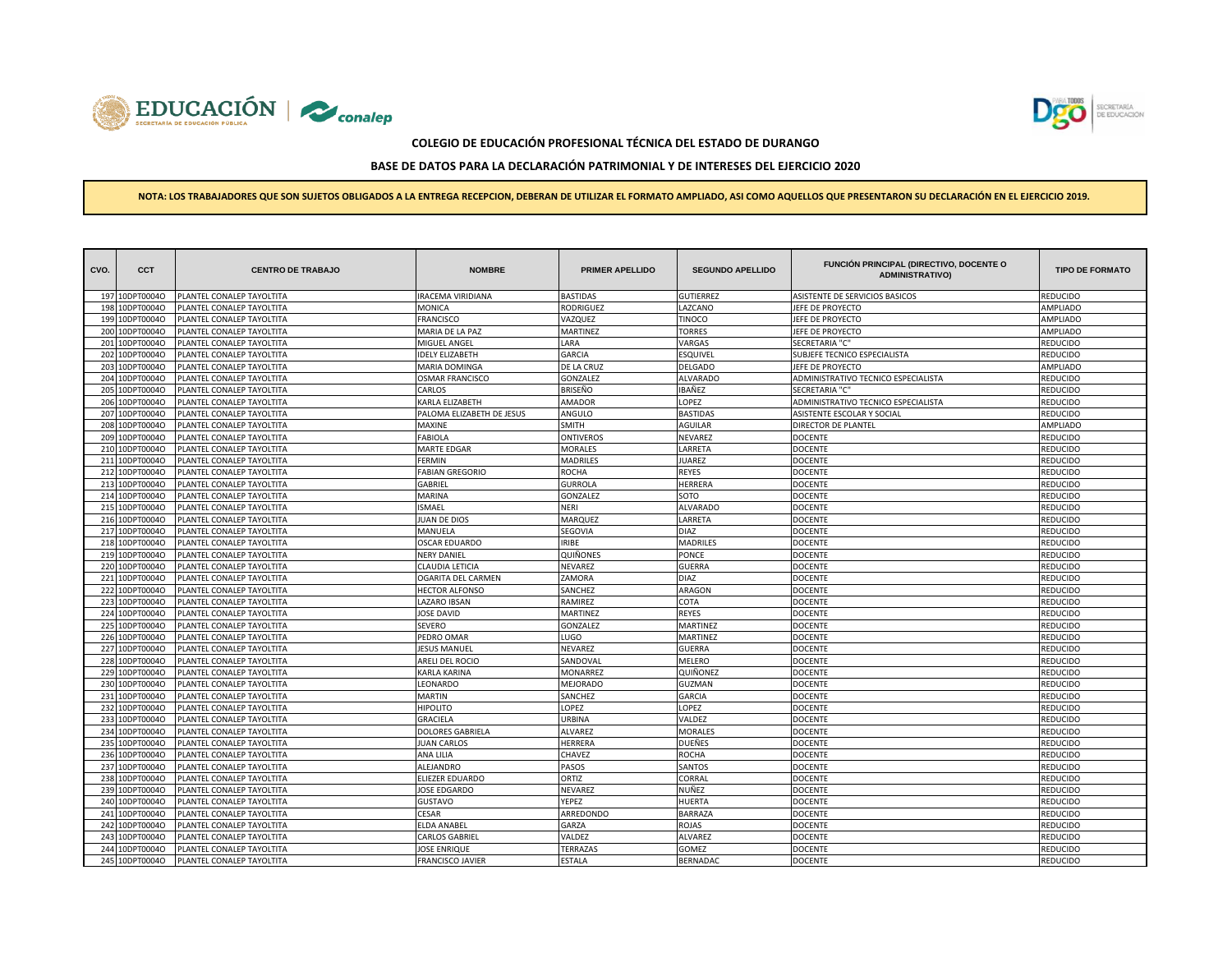**COLEGIO DE EDUCACIÓN PROFESIONAL TÉCNICA DEL ESTADO DE DURANGO**

**BASE DE DATOS PARA LA DECLARACIÓN PATRIMONIAL Y DE INTERESES DEL EJERCICIO 2020**

**NOTA: LOS TRABAJADORES QUE SON SUJETOS OBLIGADOS A LA ENTREGA RECEPCION, DEBERAN DE UTILIZAR EL FORMATO AMPLIADO, ASI COMO AQUELLOS QUE PRESENTARON SU DECLARACIÓN EN EL EJERCICIO 2019.**

| CVO. | CCT | CENTRO DE TRABAJO | NOMBRE | PRIMER APELLIDO | SEGUNDO APELLIDO | FUNCIÓN PRINCIPAL (DIRECTIVO, DOCENTE O ADMINISTRATIVO) | TIPO DE FORMATO |
|---|---|---|---|---|---|---|---|
| 197 | 10DPT0004O | PLANTEL CONALEP TAYOLTITA | IRACEMA VIRIDIANA | BASTIDAS | GUTIERREZ | ASISTENTE DE SERVICIOS BASICOS | REDUCIDO |
| 198 | 10DPT0004O | PLANTEL CONALEP TAYOLTITA | MONICA | RODRIGUEZ | LAZCANO | JEFE DE PROYECTO | AMPLIADO |
| 199 | 10DPT0004O | PLANTEL CONALEP TAYOLTITA | FRANCISCO | VAZQUEZ | TINOCO | JEFE DE PROYECTO | AMPLIADO |
| 200 | 10DPT0004O | PLANTEL CONALEP TAYOLTITA | MARIA DE LA PAZ | MARTINEZ | TORRES | JEFE DE PROYECTO | AMPLIADO |
| 201 | 10DPT0004O | PLANTEL CONALEP TAYOLTITA | MIGUEL ANGEL | LARA | VARGAS | SECRETARIA "C" | REDUCIDO |
| 202 | 10DPT0004O | PLANTEL CONALEP TAYOLTITA | IDELY ELIZABETH | GARCIA | ESQUIVEL | SUBJEFE TECNICO ESPECIALISTA | REDUCIDO |
| 203 | 10DPT0004O | PLANTEL CONALEP TAYOLTITA | MARIA DOMINGA | DE LA CRUZ | DELGADO | JEFE DE PROYECTO | AMPLIADO |
| 204 | 10DPT0004O | PLANTEL CONALEP TAYOLTITA | OSMAR FRANCISCO | GONZALEZ | ALVARADO | ADMINISTRATIVO TECNICO ESPECIALISTA | REDUCIDO |
| 205 | 10DPT0004O | PLANTEL CONALEP TAYOLTITA | CARLOS | BRISEÑO | IBAÑEZ | SECRETARIA "C" | REDUCIDO |
| 206 | 10DPT0004O | PLANTEL CONALEP TAYOLTITA | KARLA ELIZABETH | AMADOR | LOPEZ | ADMINISTRATIVO TECNICO ESPECIALISTA | REDUCIDO |
| 207 | 10DPT0004O | PLANTEL CONALEP TAYOLTITA | PALOMA ELIZABETH DE JESUS | ANGULO | BASTIDAS | ASISTENTE ESCOLAR Y SOCIAL | REDUCIDO |
| 208 | 10DPT0004O | PLANTEL CONALEP TAYOLTITA | MAXINE | SMITH | AGUILAR | DIRECTOR DE PLANTEL | AMPLIADO |
| 209 | 10DPT0004O | PLANTEL CONALEP TAYOLTITA | FABIOLA | ONTIVEROS | NEVAREZ | DOCENTE | REDUCIDO |
| 210 | 10DPT0004O | PLANTEL CONALEP TAYOLTITA | MARTE EDGAR | MORALES | LARRETA | DOCENTE | REDUCIDO |
| 211 | 10DPT0004O | PLANTEL CONALEP TAYOLTITA | FERMIN | MADRILES | JUAREZ | DOCENTE | REDUCIDO |
| 212 | 10DPT0004O | PLANTEL CONALEP TAYOLTITA | FABIAN GREGORIO | ROCHA | REYES | DOCENTE | REDUCIDO |
| 213 | 10DPT0004O | PLANTEL CONALEP TAYOLTITA | GABRIEL | GURROLA | HERRERA | DOCENTE | REDUCIDO |
| 214 | 10DPT0004O | PLANTEL CONALEP TAYOLTITA | MARINA | GONZALEZ | SOTO | DOCENTE | REDUCIDO |
| 215 | 10DPT0004O | PLANTEL CONALEP TAYOLTITA | ISMAEL | NERI | ALVARADO | DOCENTE | REDUCIDO |
| 216 | 10DPT0004O | PLANTEL CONALEP TAYOLTITA | JUAN DE DIOS | MARQUEZ | LARRETA | DOCENTE | REDUCIDO |
| 217 | 10DPT0004O | PLANTEL CONALEP TAYOLTITA | MANUELA | SEGOVIA | DIAZ | DOCENTE | REDUCIDO |
| 218 | 10DPT0004O | PLANTEL CONALEP TAYOLTITA | OSCAR EDUARDO | IRIBE | MADRILES | DOCENTE | REDUCIDO |
| 219 | 10DPT0004O | PLANTEL CONALEP TAYOLTITA | NERY DANIEL | QUIÑONES | PONCE | DOCENTE | REDUCIDO |
| 220 | 10DPT0004O | PLANTEL CONALEP TAYOLTITA | CLAUDIA LETICIA | NEVAREZ | GUERRA | DOCENTE | REDUCIDO |
| 221 | 10DPT0004O | PLANTEL CONALEP TAYOLTITA | OGARITA DEL CARMEN | ZAMORA | DIAZ | DOCENTE | REDUCIDO |
| 222 | 10DPT0004O | PLANTEL CONALEP TAYOLTITA | HECTOR ALFONSO | SANCHEZ | ARAGON | DOCENTE | REDUCIDO |
| 223 | 10DPT0004O | PLANTEL CONALEP TAYOLTITA | LAZARO IBSAN | RAMIREZ | COTA | DOCENTE | REDUCIDO |
| 224 | 10DPT0004O | PLANTEL CONALEP TAYOLTITA | JOSE DAVID | MARTINEZ | REYES | DOCENTE | REDUCIDO |
| 225 | 10DPT0004O | PLANTEL CONALEP TAYOLTITA | SEVERO | GONZALEZ | MARTINEZ | DOCENTE | REDUCIDO |
| 226 | 10DPT0004O | PLANTEL CONALEP TAYOLTITA | PEDRO OMAR | LUGO | MARTINEZ | DOCENTE | REDUCIDO |
| 227 | 10DPT0004O | PLANTEL CONALEP TAYOLTITA | JESUS MANUEL | NEVAREZ | GUERRA | DOCENTE | REDUCIDO |
| 228 | 10DPT0004O | PLANTEL CONALEP TAYOLTITA | ARELI DEL ROCIO | SANDOVAL | MELERO | DOCENTE | REDUCIDO |
| 229 | 10DPT0004O | PLANTEL CONALEP TAYOLTITA | KARLA KARINA | MONARREZ | QUIÑONEZ | DOCENTE | REDUCIDO |
| 230 | 10DPT0004O | PLANTEL CONALEP TAYOLTITA | LEONARDO | MEJORADO | GUZMAN | DOCENTE | REDUCIDO |
| 231 | 10DPT0004O | PLANTEL CONALEP TAYOLTITA | MARTIN | SANCHEZ | GARCIA | DOCENTE | REDUCIDO |
| 232 | 10DPT0004O | PLANTEL CONALEP TAYOLTITA | HIPOLITO | LOPEZ | LOPEZ | DOCENTE | REDUCIDO |
| 233 | 10DPT0004O | PLANTEL CONALEP TAYOLTITA | GRACIELA | URBINA | VALDEZ | DOCENTE | REDUCIDO |
| 234 | 10DPT0004O | PLANTEL CONALEP TAYOLTITA | DOLORES GABRIELA | ALVAREZ | MORALES | DOCENTE | REDUCIDO |
| 235 | 10DPT0004O | PLANTEL CONALEP TAYOLTITA | JUAN CARLOS | HERRERA | DUEÑES | DOCENTE | REDUCIDO |
| 236 | 10DPT0004O | PLANTEL CONALEP TAYOLTITA | ANA LILIA | CHAVEZ | ROCHA | DOCENTE | REDUCIDO |
| 237 | 10DPT0004O | PLANTEL CONALEP TAYOLTITA | ALEJANDRO | PASOS | SANTOS | DOCENTE | REDUCIDO |
| 238 | 10DPT0004O | PLANTEL CONALEP TAYOLTITA | ELIEZER EDUARDO | ORTIZ | CORRAL | DOCENTE | REDUCIDO |
| 239 | 10DPT0004O | PLANTEL CONALEP TAYOLTITA | JOSE EDGARDO | NEVAREZ | NUÑEZ | DOCENTE | REDUCIDO |
| 240 | 10DPT0004O | PLANTEL CONALEP TAYOLTITA | GUSTAVO | YEPEZ | HUERTA | DOCENTE | REDUCIDO |
| 241 | 10DPT0004O | PLANTEL CONALEP TAYOLTITA | CESAR | ARREDONDO | BARRAZA | DOCENTE | REDUCIDO |
| 242 | 10DPT0004O | PLANTEL CONALEP TAYOLTITA | ELDA ANABEL | GARZA | ROJAS | DOCENTE | REDUCIDO |
| 243 | 10DPT0004O | PLANTEL CONALEP TAYOLTITA | CARLOS GABRIEL | VALDEZ | ALVAREZ | DOCENTE | REDUCIDO |
| 244 | 10DPT0004O | PLANTEL CONALEP TAYOLTITA | JOSE ENRIQUE | TERRAZAS | GOMEZ | DOCENTE | REDUCIDO |
| 245 | 10DPT0004O | PLANTEL CONALEP TAYOLTITA | FRANCISCO JAVIER | ESTALA | BERNADAC | DOCENTE | REDUCIDO |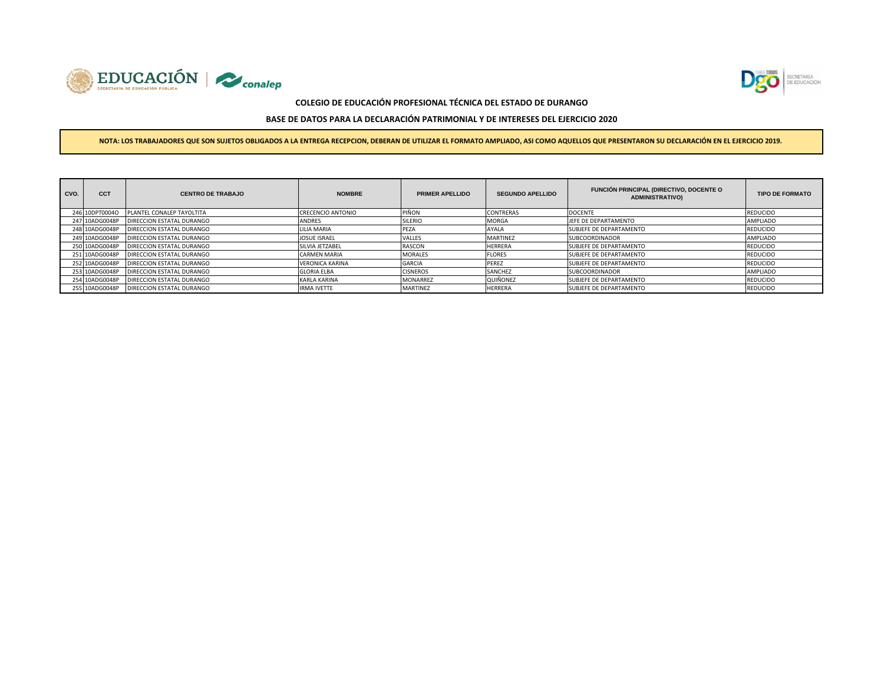**COLEGIO DE EDUCACIÓN PROFESIONAL TÉCNICA DEL ESTADO DE DURANGO**

**BASE DE DATOS PARA LA DECLARACIÓN PATRIMONIAL Y DE INTERESES DEL EJERCICIO 2020**

**NOTA: LOS TRABAJADORES QUE SON SUJETOS OBLIGADOS A LA ENTREGA RECEPCION, DEBERAN DE UTILIZAR EL FORMATO AMPLIADO, ASI COMO AQUELLOS QUE PRESENTARON SU DECLARACIÓN EN EL EJERCICIO 2019.**

| CVO. | CCT | CENTRO DE TRABAJO | NOMBRE | PRIMER APELLIDO | SEGUNDO APELLIDO | FUNCIÓN PRINCIPAL (DIRECTIVO, DOCENTE O ADMINISTRATIVO) | TIPO DE FORMATO |
|---|---|---|---|---|---|---|---|
| 246 | 10DPT0004O | PLANTEL CONALEP TAYOLTITA | CRECENCIO ANTONIO | PIÑON | CONTRERAS | DOCENTE | REDUCIDO |
| 247 | 10ADG0048P | DIRECCION ESTATAL DURANGO | ANDRES | SILERIO | MORGA | JEFE DE DEPARTAMENTO | AMPLIADO |
| 248 | 10ADG0048P | DIRECCION ESTATAL DURANGO | LILIA MARIA | PEZA | AYALA | SUBJEFE DE DEPARTAMENTO | REDUCIDO |
| 249 | 10ADG0048P | DIRECCION ESTATAL DURANGO | JOSUE ISRAEL | VALLES | MARTINEZ | SUBCOORDINADOR | AMPLIADO |
| 250 | 10ADG0048P | DIRECCION ESTATAL DURANGO | SILVIA JETZABEL | RASCON | HERRERA | SUBJEFE DE DEPARTAMENTO | REDUCIDO |
| 251 | 10ADG0048P | DIRECCION ESTATAL DURANGO | CARMEN MARIA | MORALES | FLORES | SUBJEFE DE DEPARTAMENTO | REDUCIDO |
| 252 | 10ADG0048P | DIRECCION ESTATAL DURANGO | VERONICA KARINA | GARCIA | PEREZ | SUBJEFE DE DEPARTAMENTO | REDUCIDO |
| 253 | 10ADG0048P | DIRECCION ESTATAL DURANGO | GLORIA ELBA | CISNEROS | SANCHEZ | SUBCOORDINADOR | AMPLIADO |
| 254 | 10ADG0048P | DIRECCION ESTATAL DURANGO | KARLA KARINA | MONARREZ | QUIÑONEZ | SUBJEFE DE DEPARTAMENTO | REDUCIDO |
| 255 | 10ADG0048P | DIRECCION ESTATAL DURANGO | IRMA IVETTE | MARTINEZ | HERRERA | SUBJEFE DE DEPARTAMENTO | REDUCIDO |